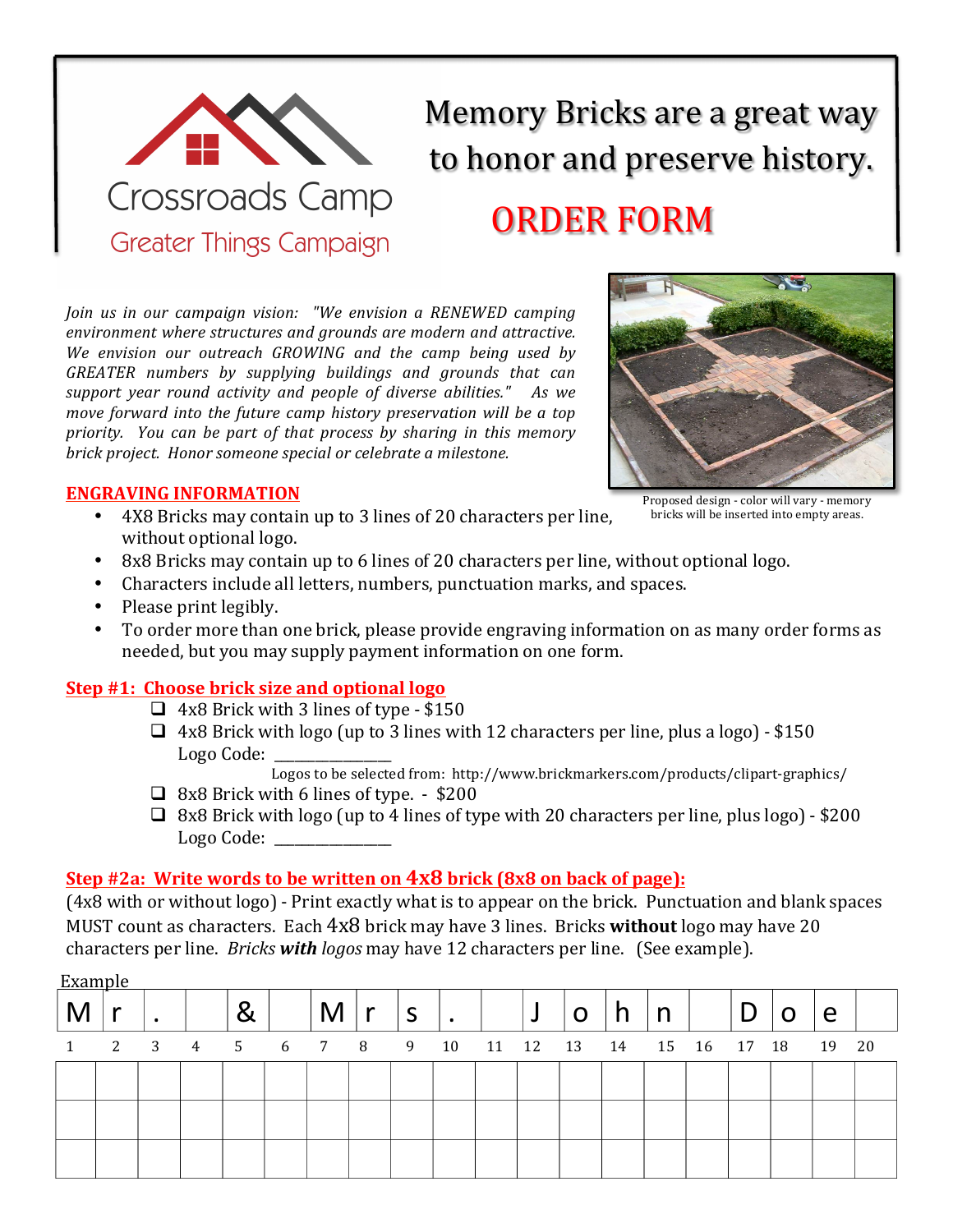Crossroads Camp

Greater Things Campaign

# Memory Bricks are a great way to honor and preserve history.

# ORDER FORM

*Join us in our campaign vision: "We envision a RENEWED camping environment where structures and grounds are modern and attractive. We envision our outreach GROWING and the camp being used by GREATER numbers by supplying buildings and grounds that can support year round activity and people of diverse abilities." As we move forward into the future camp history preservation will be a top priority. You can be part of that process by sharing in this memory brick project. Honor someone special or celebrate a milestone.*

Proposed design - color will vary - memory bricks will be inserted into empty areas.

## ENGRAVING INFORMATION

- 4X8 Bricks may contain up to 3 lines of 20 characters per line, without optional logo.
- 8x8 Bricks may contain up to 6 lines of 20 characters per line, without optional logo.
- Characters include all letters, numbers, punctuation marks, and spaces.
- Please print legibly.
- To order more than one brick, please provide engraving information on as many order forms as needed, but you may supply payment information on one form.

## Step #1: Choose brick size and optional logo

- ☐ 4x8 Brick with 3 lines of type - $150
- ☐ 4x8 Brick with logo (up to 3 lines with 12 characters per line, plus a logo) - $150
  Logo Code: ________________
  Logos to be selected from: http://www.brickmarkers.com/products/clipart-graphics/
- ☐ 8x8 Brick with 6 lines of type. - $200
- ☐ 8x8 Brick with logo (up to 4 lines of type with 20 characters per line, plus logo) - $200
  Logo Code: ________________

## Step #2a: Write words to be written on 4x8 brick (8x8 on back of page):

(4x8 with or without logo) - Print exactly what is to appear on the brick. Punctuation and blank spaces MUST count as characters. Each 4x8 brick may have 3 lines. Bricks **without** logo may have 20 characters per line. *Bricks **with** logos* may have 12 characters per line. (See example).

Example

| M | r | . | | & | | M | r | s | . | | J | o | h | n | | D | o | e | |
|---|---|---|---|---|---|---|---|---|---|---|---|---|---|---|---|---|---|---|---|
| 1 | 2 | 3 | 4 | 5 | 6 | 7 | 8 | 9 | 10 | 11 | 12 | 13 | 14 | 15 | 16 | 17 | 18 | 19 | 20 |
| | | | | | | | | | | | | | | | | | | | |
| | | | | | | | | | | | | | | | | | | | |
| | | | | | | | | | | | | | | | | | | | |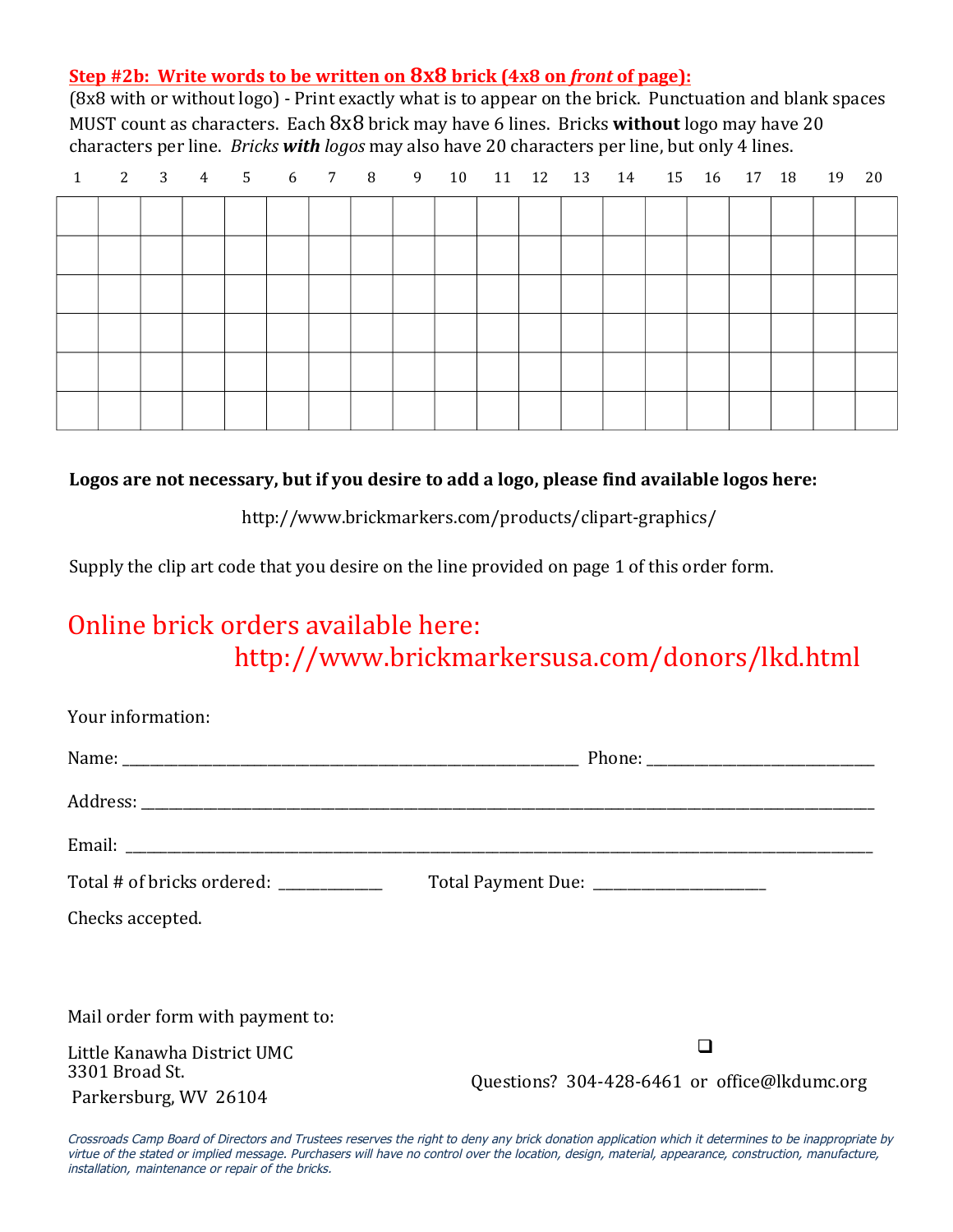**Step #2b: Write words to be written on 8x8 brick (4x8 on *front* of page):**

(8x8 with or without logo) - Print exactly what is to appear on the brick. Punctuation and blank spaces MUST count as characters. Each 8x8 brick may have 6 lines. Bricks **without** logo may have 20 characters per line. *Bricks **with** logos* may also have 20 characters per line, but only 4 lines.

| 1 | 2 | 3 | 4 | 5 | 6 | 7 | 8 | 9 | 10 | 11 | 12 | 13 | 14 | 15 | 16 | 17 | 18 | 19 | 20 |
|---|---|---|---|---|---|---|---|---|---|---|---|---|---|---|---|---|---|---|---|
| | | | | | | | | | | | | | | | | | | | |
| | | | | | | | | | | | | | | | | | | | |
| | | | | | | | | | | | | | | | | | | | |
| | | | | | | | | | | | | | | | | | | | |
| | | | | | | | | | | | | | | | | | | | |
| | | | | | | | | | | | | | | | | | | | |

**Logos are not necessary, but if you desire to add a logo, please find available logos here:**

http://www.brickmarkers.com/products/clipart-graphics/

Supply the clip art code that you desire on the line provided on page 1 of this order form.

## Online brick orders available here:
## http://www.brickmarkersusa.com/donors/lkd.html

Your information:

Name: ______________________________ Phone: ________________

Address: ______________________________________________________

Email: ________________________________________________________

Total # of bricks ordered: _______ Total Payment Due: ____________

Checks accepted.

Mail order form with payment to:

Little Kanawha District UMC
3301 Broad St.
Parkersburg, WV 26104

❑

Questions? 304-428-6461 or office@lkdumc.org

*Crossroads Camp Board of Directors and Trustees reserves the right to deny any brick donation application which it determines to be inappropriate by virtue of the stated or implied message. Purchasers will have no control over the location, design, material, appearance, construction, manufacture, installation, maintenance or repair of the bricks.*